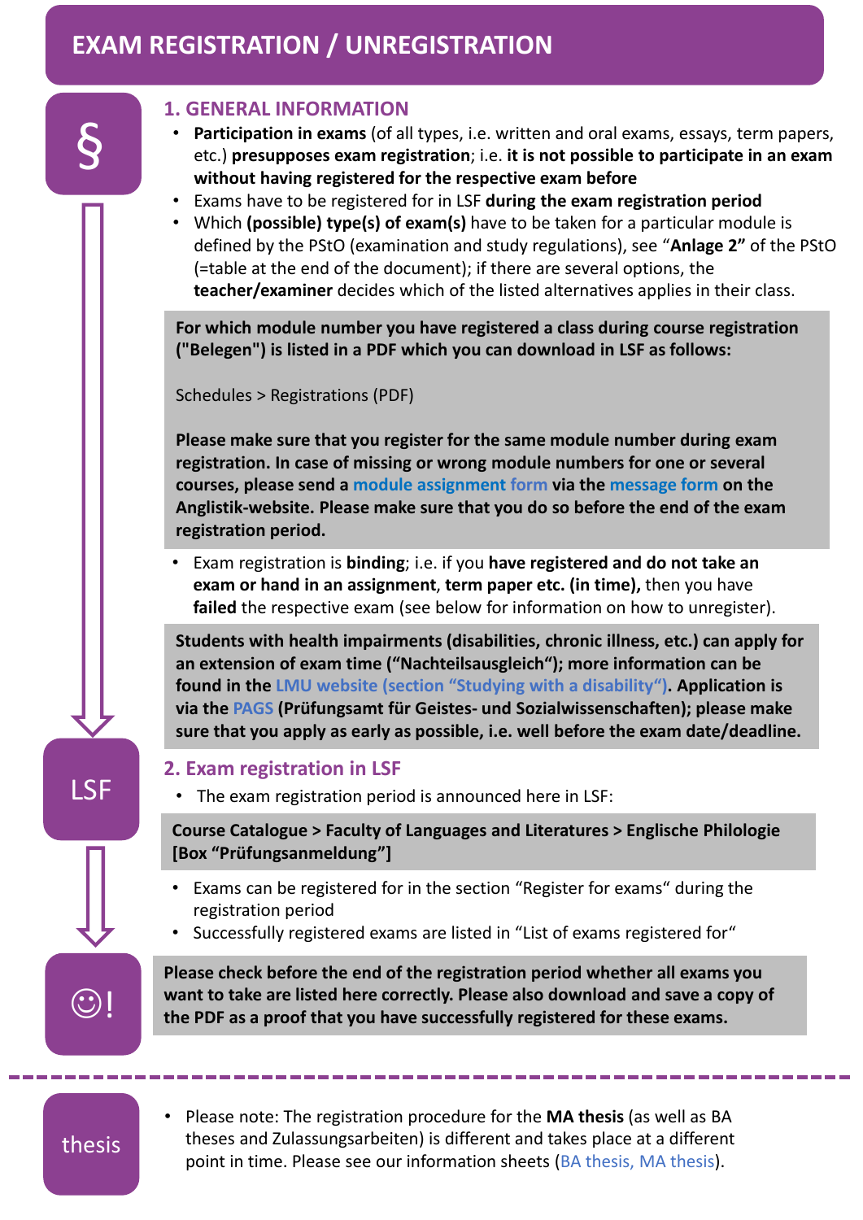# EXAM REGISTRATION / UNREGISTRATION

§

## 1. GENERAL INFORMATION

- **Participation in exams** (of all types, i.e. written and oral exams, essays, term papers, etc.) **presupposes exam registration**; i.e. **it is not possible to participate in an exam without having registered for the respective exam before**
- Exams have to be registered for in LSF **during the exam registration period**
- Which **(possible) type(s) of exam(s)** have to be taken for a particular module is defined by the PStO (examination and study regulations), see "**Anlage 2"** of the PStO (=table at the end of the document); if there are several options, the **teacher/examiner** decides which of the listed alternatives applies in their class.

**For which module number you have registered a class during course registration ("Belegen") is listed in a PDF which you can download in LSF as follows:**

Schedules > Registrations (PDF)

**Please make sure that you register for the same module number during exam registration. In case of missing or wrong module numbers for one or several courses, please send a module assignment form via the message form on the Anglistik-website. Please make sure that you do so before the end of the exam registration period.**

- Exam registration is **binding**; i.e. if you **have registered and do not take an exam or hand in an assignment**, **term paper etc. (in time),** then you have **failed** the respective exam (see below for information on how to unregister).

**Students with health impairments (disabilities, chronic illness, etc.) can apply for an extension of exam time ("Nachteilsausgleich"); more information can be found in the LMU website (section "Studying with a disability"). Application is via the PAGS (Prüfungsamt für Geistes- und Sozialwissenschaften); please make sure that you apply as early as possible, i.e. well before the exam date/deadline.**

LSF

## 2. Exam registration in LSF

- The exam registration period is announced here in LSF:

**Course Catalogue > Faculty of Languages and Literatures > Englische Philologie [Box "Prüfungsanmeldung"]**

- Exams can be registered for in the section "Register for exams" during the registration period
- Successfully registered exams are listed in "List of exams registered for"

☺!

**Please check before the end of the registration period whether all exams you want to take are listed here correctly. Please also download and save a copy of the PDF as a proof that you have successfully registered for these exams.**

---

thesis

- Please note: The registration procedure for the **MA thesis** (as well as BA theses and Zulassungsarbeiten) is different and takes place at a different point in time. Please see our information sheets (BA thesis, MA thesis).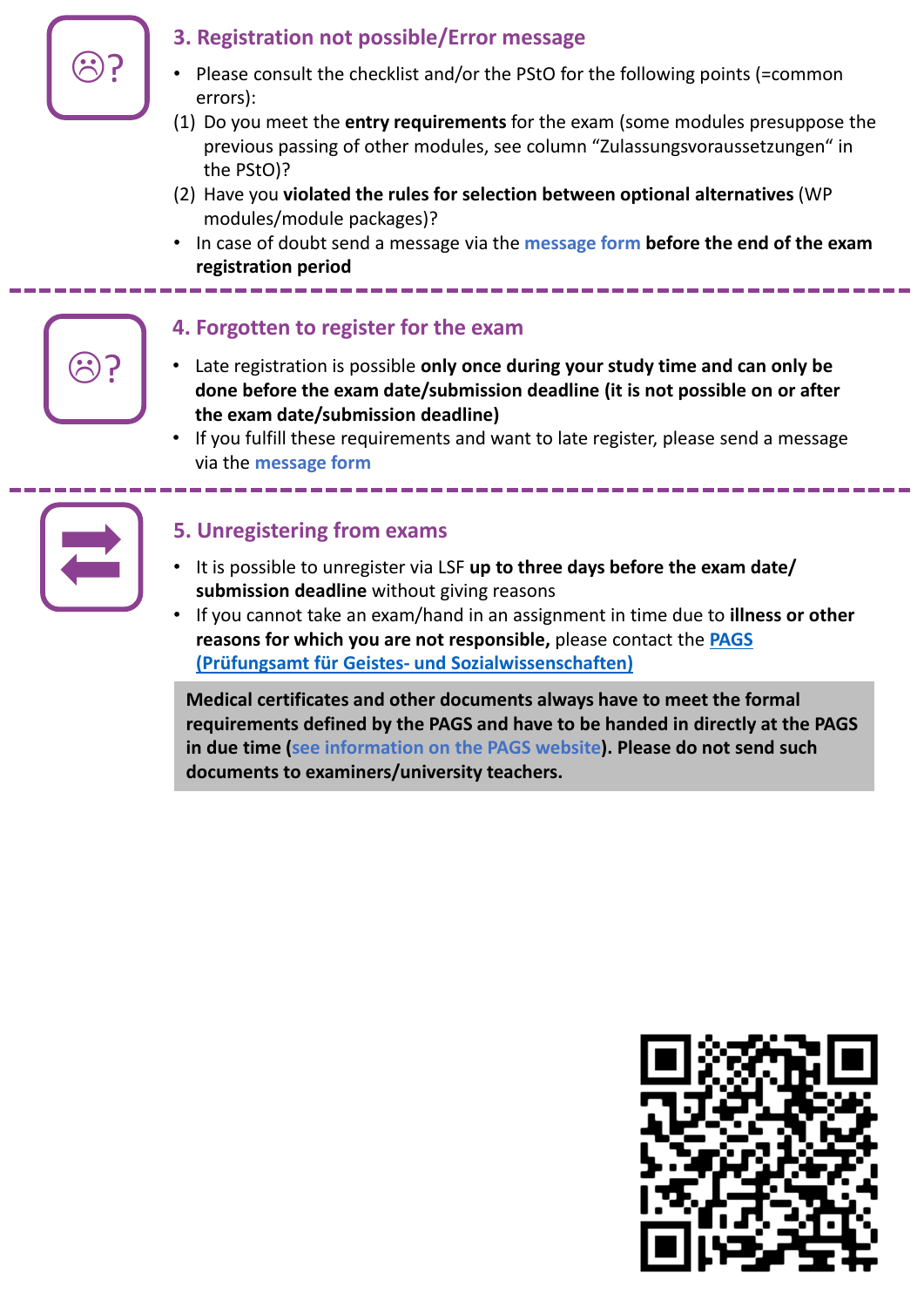## 3. Registration not possible/Error message

- Please consult the checklist and/or the PStO for the following points (=common errors):

(1) Do you meet the **entry requirements** for the exam (some modules presuppose the previous passing of other modules, see column "Zulassungsvoraussetzungen" in the PStO)?

(2) Have you **violated the rules for selection between optional alternatives** (WP modules/module packages)?

- In case of doubt send a message via the message form **before the end of the exam registration period**

---

## 4. Forgotten to register for the exam

- Late registration is possible **only once during your study time and can only be done before the exam date/submission deadline (it is not possible on or after the exam date/submission deadline)**
- If you fulfill these requirements and want to late register, please send a message via the message form

---

## 5. Unregistering from exams

- It is possible to unregister via LSF **up to three days before the exam date/ submission deadline** without giving reasons
- If you cannot take an exam/hand in an assignment in time due to **illness or other reasons for which you are not responsible,** please contact the PAGS (Prüfungsamt für Geistes- und Sozialwissenschaften)

**Medical certificates and other documents always have to meet the formal requirements defined by the PAGS and have to be handed in directly at the PAGS in due time (see information on the PAGS website). Please do not send such documents to examiners/university teachers.**